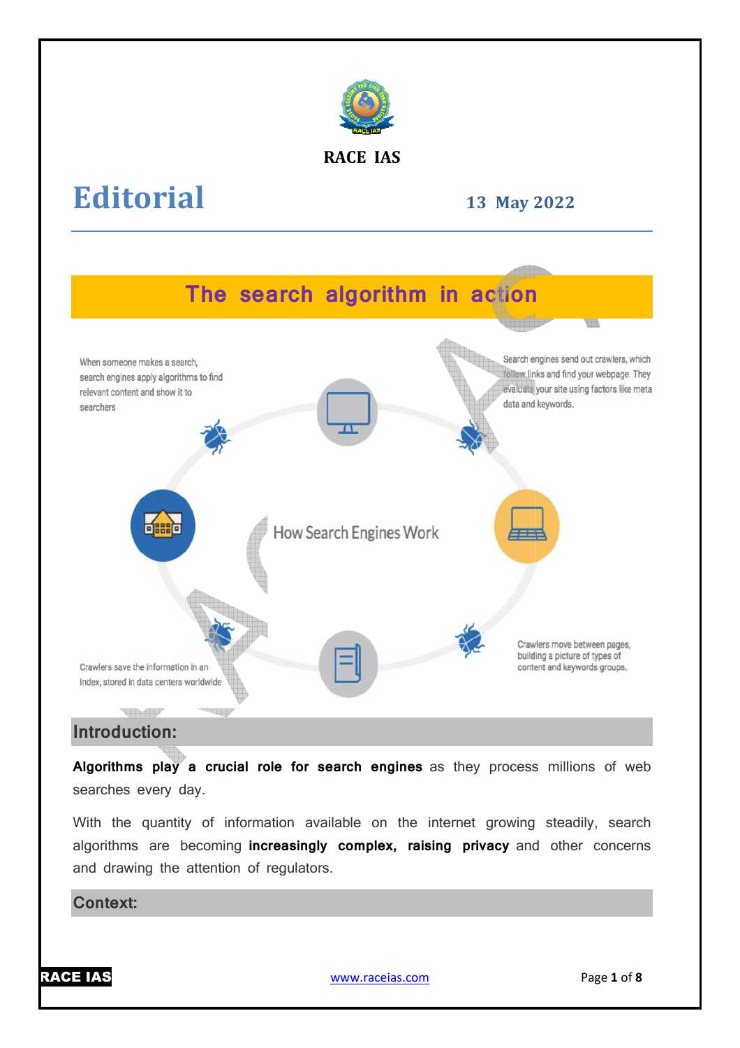RACE IAS

# Editorial

**13 May 2022**

## The search algorithm in action

How Search Engines Work

When someone makes a search, search engines apply algorithms to find relevant content and show it to searchers

Search engines send out crawlers, which follow links and find your webpage. They evaluate your site using factors like meta data and keywords.

Crawlers move between pages, building a picture of types of content and keywords groups.

Crawlers save the information in an index, stored in data centers worldwide

### Introduction:

**Algorithms play a crucial role for search engines** as they process millions of web searches every day.

With the quantity of information available on the internet growing steadily, search algorithms are becoming **increasingly complex, raising privacy** and other concerns and drawing the attention of regulators.

### Context: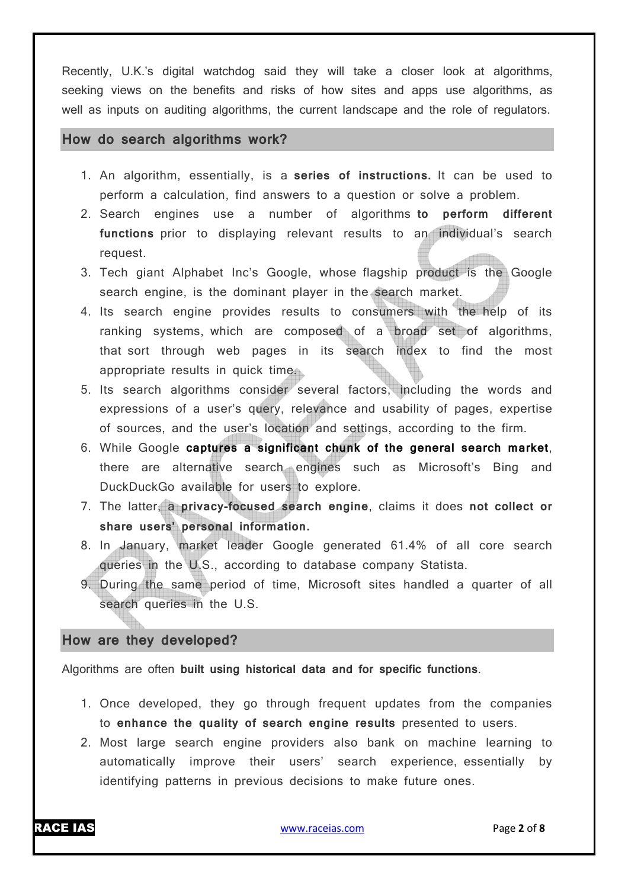Recently, U.K.'s digital watchdog said they will take a closer look at algorithms, seeking views on the benefits and risks of how sites and apps use algorithms, as well as inputs on auditing algorithms, the current landscape and the role of regulators.

## How do search algorithms work?

1. An algorithm, essentially, is a **series of instructions.** It can be used to perform a calculation, find answers to a question or solve a problem.
2. Search engines use a number of algorithms **to perform different functions** prior to displaying relevant results to an individual's search request.
3. Tech giant Alphabet Inc's Google, whose flagship product is the Google search engine, is the dominant player in the search market.
4. Its search engine provides results to consumers with the help of its ranking systems, which are composed of a broad set of algorithms, that sort through web pages in its search index to find the most appropriate results in quick time.
5. Its search algorithms consider several factors, including the words and expressions of a user's query, relevance and usability of pages, expertise of sources, and the user's location and settings, according to the firm.
6. While Google **captures a significant chunk of the general search market**, there are alternative search engines such as Microsoft's Bing and DuckDuckGo available for users to explore.
7. The latter, a **privacy-focused search engine**, claims it does **not collect or share users' personal information.**
8. In January, market leader Google generated 61.4% of all core search queries in the U.S., according to database company Statista.
9. During the same period of time, Microsoft sites handled a quarter of all search queries in the U.S.

## How are they developed?

Algorithms are often **built using historical data and for specific functions**.

1. Once developed, they go through frequent updates from the companies to **enhance the quality of search engine results** presented to users.
2. Most large search engine providers also bank on machine learning to automatically improve their users' search experience, essentially by identifying patterns in previous decisions to make future ones.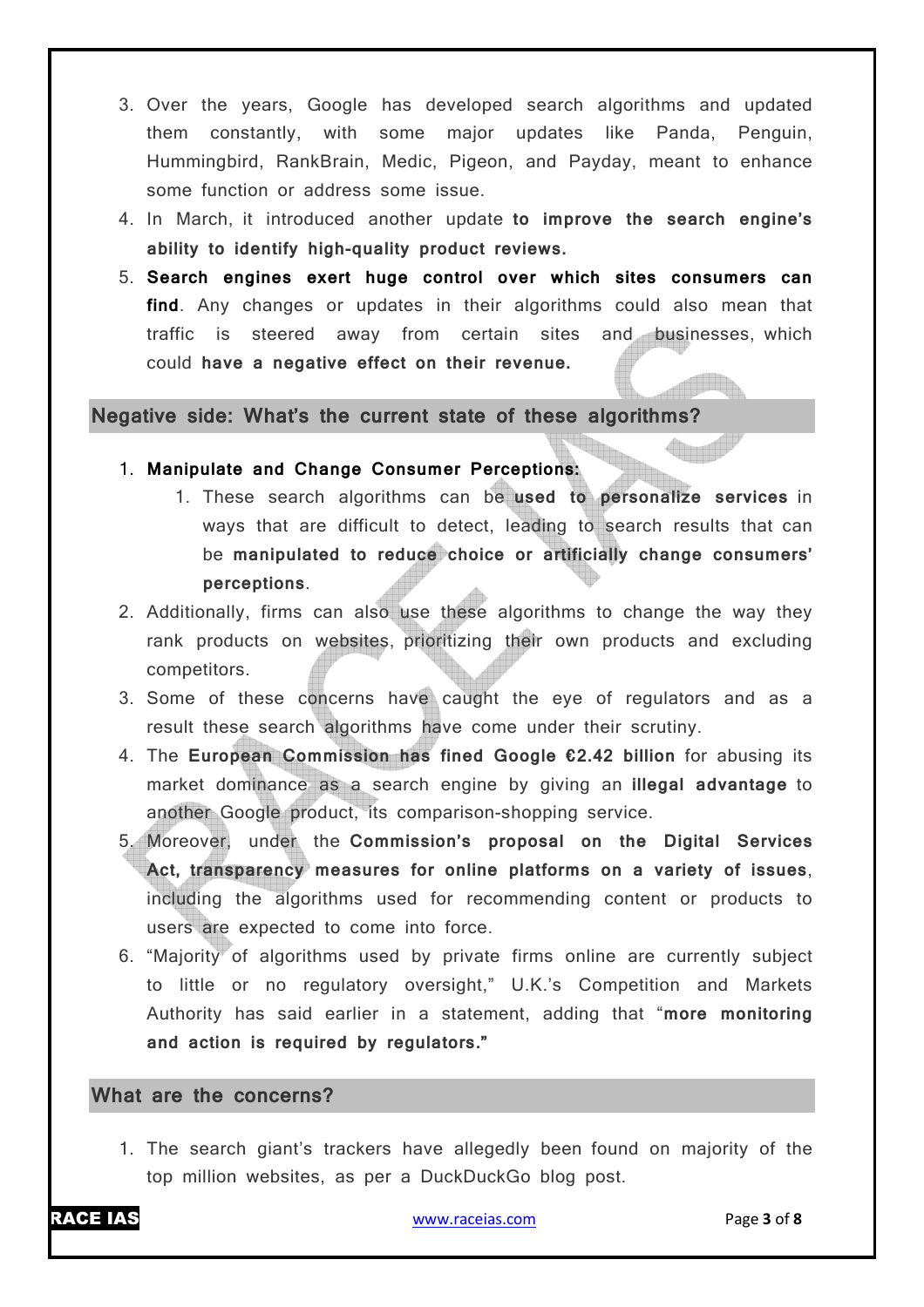3. Over the years, Google has developed search algorithms and updated them constantly, with some major updates like Panda, Penguin, Hummingbird, RankBrain, Medic, Pigeon, and Payday, meant to enhance some function or address some issue.
4. In March, it introduced another update **to improve the search engine's ability to identify high-quality product reviews.**
5. **Search engines exert huge control over which sites consumers can find**. Any changes or updates in their algorithms could also mean that traffic is steered away from certain sites and businesses, which could **have a negative effect on their revenue.**

## Negative side: What's the current state of these algorithms?

1. **Manipulate and Change Consumer Perceptions:**
    1. These search algorithms can be **used to personalize services** in ways that are difficult to detect, leading to search results that can be **manipulated to reduce choice or artificially change consumers' perceptions**.
2. Additionally, firms can also use these algorithms to change the way they rank products on websites, prioritizing their own products and excluding competitors.
3. Some of these concerns have caught the eye of regulators and as a result these search algorithms have come under their scrutiny.
4. The **European Commission has fined Google €2.42 billion** for abusing its market dominance as a search engine by giving an **illegal advantage** to another Google product, its comparison-shopping service.
5. Moreover, under the **Commission's proposal on the Digital Services Act, transparency measures for online platforms on a variety of issues**, including the algorithms used for recommending content or products to users are expected to come into force.
6. "Majority of algorithms used by private firms online are currently subject to little or no regulatory oversight," U.K.'s Competition and Markets Authority has said earlier in a statement, adding that "**more monitoring and action is required by regulators."**

## What are the concerns?

1. The search giant's trackers have allegedly been found on majority of the top million websites, as per a DuckDuckGo blog post.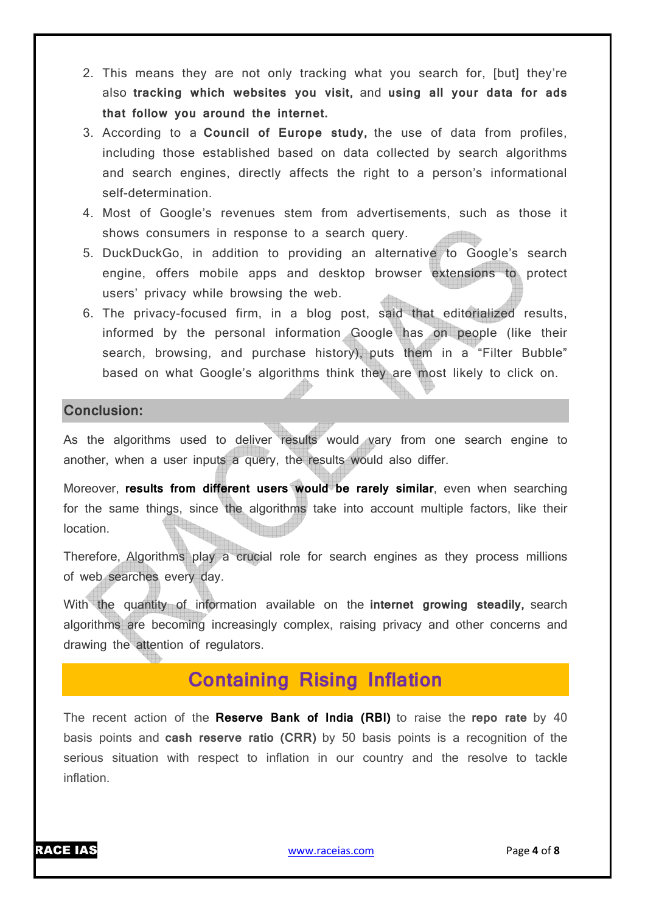2. This means they are not only tracking what you search for, [but] they're also **tracking which websites you visit,** and **using all your data for ads that follow you around the internet.**
3. According to a **Council of Europe study,** the use of data from profiles, including those established based on data collected by search algorithms and search engines, directly affects the right to a person's informational self-determination.
4. Most of Google's revenues stem from advertisements, such as those it shows consumers in response to a search query.
5. DuckDuckGo, in addition to providing an alternative to Google's search engine, offers mobile apps and desktop browser extensions to protect users' privacy while browsing the web.
6. The privacy-focused firm, in a blog post, said that editorialized results, informed by the personal information Google has on people (like their search, browsing, and purchase history), puts them in a "Filter Bubble" based on what Google's algorithms think they are most likely to click on.

## Conclusion:

As the algorithms used to deliver results would vary from one search engine to another, when a user inputs a query, the results would also differ.

Moreover, **results from different users would be rarely similar**, even when searching for the same things, since the algorithms take into account multiple factors, like their location.

Therefore, Algorithms play a crucial role for search engines as they process millions of web searches every day.

With the quantity of information available on the **internet growing steadily,** search algorithms are becoming increasingly complex, raising privacy and other concerns and drawing the attention of regulators.

# Containing Rising Inflation

The recent action of the **Reserve Bank of India (RBI)** to raise the **repo rate** by 40 basis points and **cash reserve ratio (CRR)** by 50 basis points is a recognition of the serious situation with respect to inflation in our country and the resolve to tackle inflation.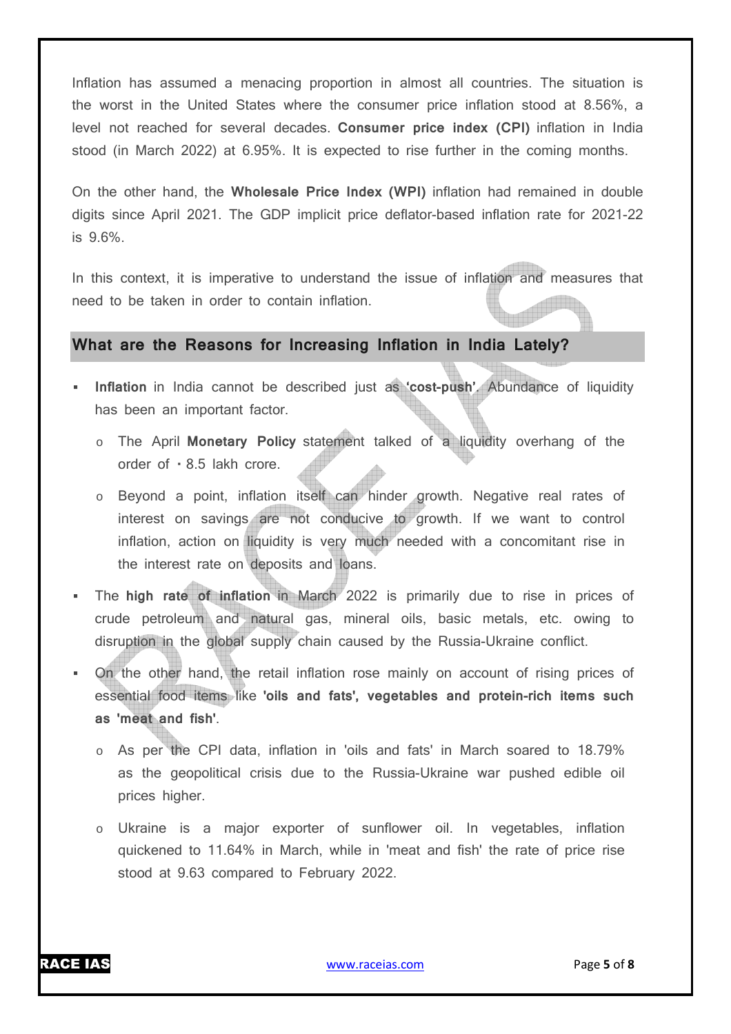Inflation has assumed a menacing proportion in almost all countries. The situation is the worst in the United States where the consumer price inflation stood at 8.56%, a level not reached for several decades. **Consumer price index (CPI)** inflation in India stood (in March 2022) at 6.95%. It is expected to rise further in the coming months.

On the other hand, the **Wholesale Price Index (WPI)** inflation had remained in double digits since April 2021. The GDP implicit price deflator-based inflation rate for 2021-22 is 9.6%.

In this context, it is imperative to understand the issue of inflation and measures that need to be taken in order to contain inflation.

## What are the Reasons for Increasing Inflation in India Lately?

- **Inflation** in India cannot be described just as **'cost-push'**. Abundance of liquidity has been an important factor.
  - The April **Monetary Policy** statement talked of a liquidity overhang of the order of ₹8.5 lakh crore.
  - Beyond a point, inflation itself can hinder growth. Negative real rates of interest on savings are not conducive to growth. If we want to control inflation, action on liquidity is very much needed with a concomitant rise in the interest rate on deposits and loans.
- The **high rate of inflation** in March 2022 is primarily due to rise in prices of crude petroleum and natural gas, mineral oils, basic metals, etc. owing to disruption in the global supply chain caused by the Russia-Ukraine conflict.
- On the other hand, the retail inflation rose mainly on account of rising prices of essential food items like **'oils and fats', vegetables and protein-rich items such as 'meat and fish'**.
  - As per the CPI data, inflation in 'oils and fats' in March soared to 18.79% as the geopolitical crisis due to the Russia-Ukraine war pushed edible oil prices higher.
  - Ukraine is a major exporter of sunflower oil. In vegetables, inflation quickened to 11.64% in March, while in 'meat and fish' the rate of price rise stood at 9.63 compared to February 2022.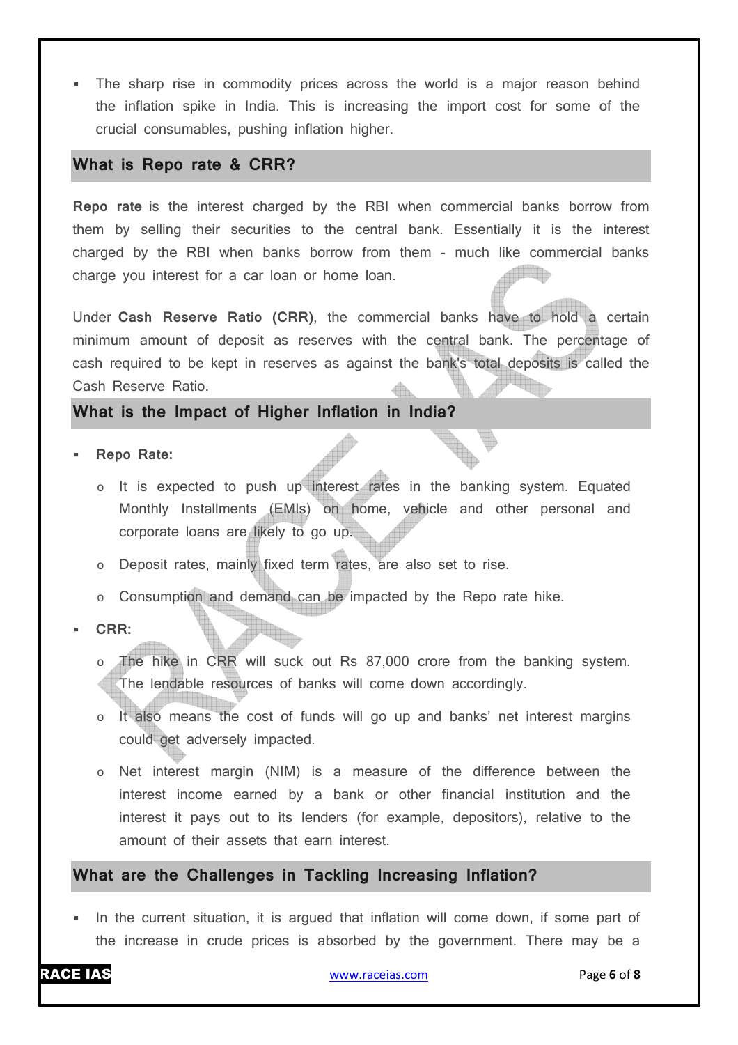- The sharp rise in commodity prices across the world is a major reason behind the inflation spike in India. This is increasing the import cost for some of the crucial consumables, pushing inflation higher.

## What is Repo rate & CRR?

**Repo rate** is the interest charged by the RBI when commercial banks borrow from them by selling their securities to the central bank. Essentially it is the interest charged by the RBI when banks borrow from them - much like commercial banks charge you interest for a car loan or home loan.

Under **Cash Reserve Ratio (CRR)**, the commercial banks have to hold a certain minimum amount of deposit as reserves with the central bank. The percentage of cash required to be kept in reserves as against the bank's total deposits is called the Cash Reserve Ratio.

## What is the Impact of Higher Inflation in India?

- **Repo Rate:**
  - It is expected to push up interest rates in the banking system. Equated Monthly Installments (EMIs) on home, vehicle and other personal and corporate loans are likely to go up.
  - Deposit rates, mainly fixed term rates, are also set to rise.
  - Consumption and demand can be impacted by the Repo rate hike.
- **CRR:**
  - The hike in CRR will suck out Rs 87,000 crore from the banking system. The lendable resources of banks will come down accordingly.
  - It also means the cost of funds will go up and banks' net interest margins could get adversely impacted.
  - Net interest margin (NIM) is a measure of the difference between the interest income earned by a bank or other financial institution and the interest it pays out to its lenders (for example, depositors), relative to the amount of their assets that earn interest.

## What are the Challenges in Tackling Increasing Inflation?

- In the current situation, it is argued that inflation will come down, if some part of the increase in crude prices is absorbed by the government. There may be a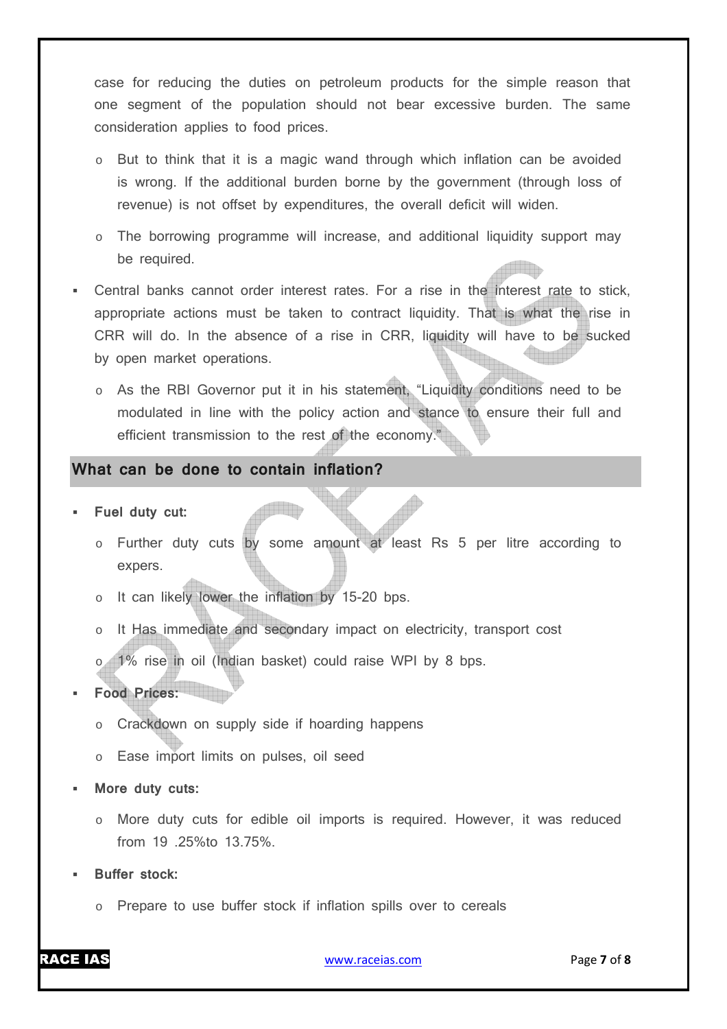case for reducing the duties on petroleum products for the simple reason that one segment of the population should not bear excessive burden. The same consideration applies to food prices.

- But to think that it is a magic wand through which inflation can be avoided is wrong. If the additional burden borne by the government (through loss of revenue) is not offset by expenditures, the overall deficit will widen.
- The borrowing programme will increase, and additional liquidity support may be required.

- Central banks cannot order interest rates. For a rise in the interest rate to stick, appropriate actions must be taken to contract liquidity. That is what the rise in CRR will do. In the absence of a rise in CRR, liquidity will have to be sucked by open market operations.
  - As the RBI Governor put it in his statement, "Liquidity conditions need to be modulated in line with the policy action and stance to ensure their full and efficient transmission to the rest of the economy."

## What can be done to contain inflation?

- **Fuel duty cut:**
  - Further duty cuts by some amount at least Rs 5 per litre according to expers.
  - It can likely lower the inflation by 15-20 bps.
  - It Has immediate and secondary impact on electricity, transport cost
  - 1% rise in oil (Indian basket) could raise WPI by 8 bps.
- **Food Prices:**
  - Crackdown on supply side if hoarding happens
  - Ease import limits on pulses, oil seed
- **More duty cuts:**
  - More duty cuts for edible oil imports is required. However, it was reduced from 19 .25%to 13.75%.
- **Buffer stock:**
  - Prepare to use buffer stock if inflation spills over to cereals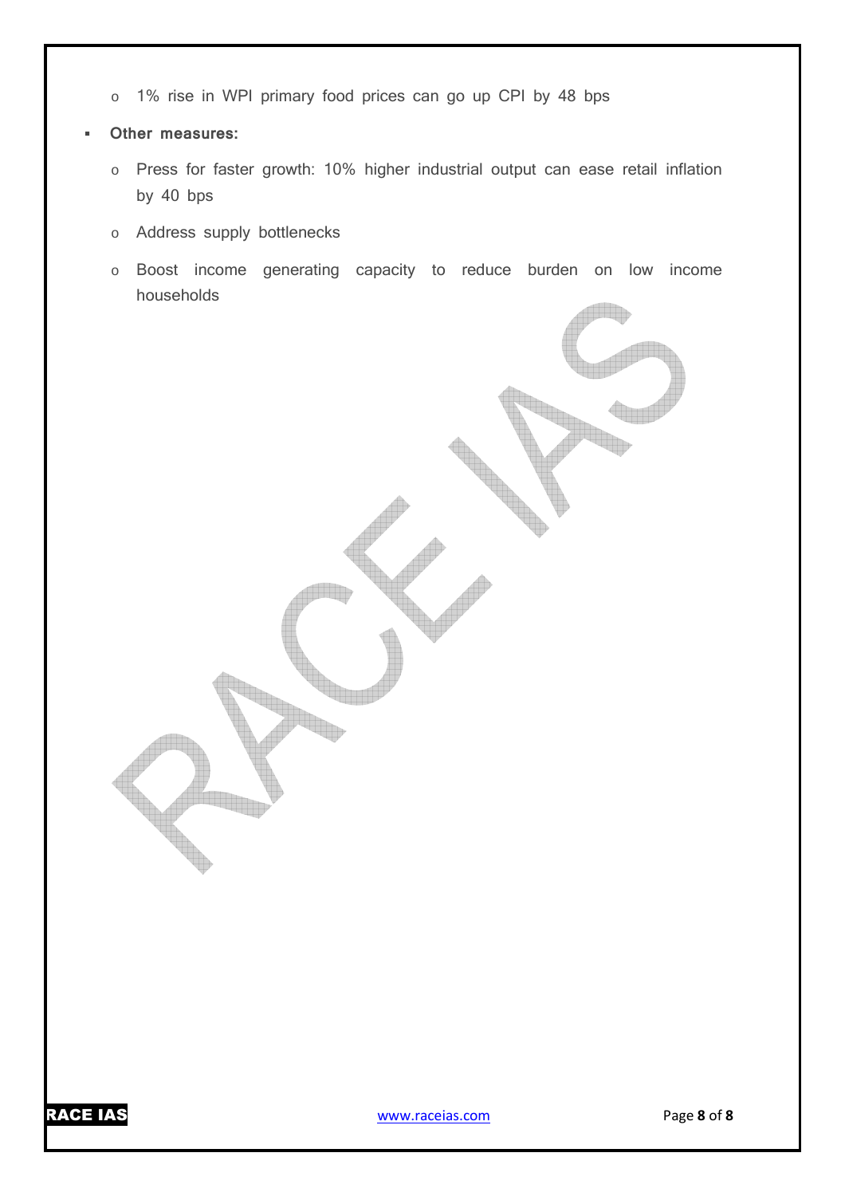- 1% rise in WPI primary food prices can go up CPI by 48 bps

- **Other measures:**
  - Press for faster growth: 10% higher industrial output can ease retail inflation by 40 bps
  - Address supply bottlenecks
  - Boost income generating capacity to reduce burden on low income households